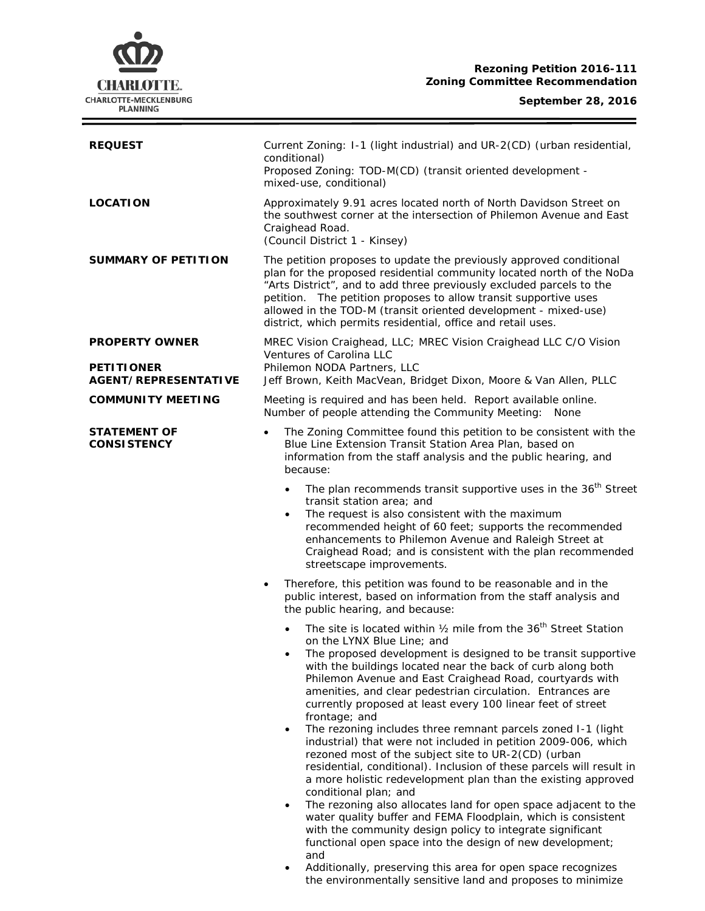**Rezoning Petition 2016-111**
**Zoning Committee Recommendation**

**September 28, 2016**

| | |
|---|---|
| **REQUEST** | Current Zoning: I-1 (light industrial) and UR-2(CD) (urban residential, conditional)<br>Proposed Zoning: TOD-M(CD) (transit oriented development - mixed-use, conditional) |
| **LOCATION** | Approximately 9.91 acres located north of North Davidson Street on the southwest corner at the intersection of Philemon Avenue and East Craighead Road.<br>(Council District 1 - Kinsey) |
| **SUMMARY OF PETITION** | The petition proposes to update the previously approved conditional plan for the proposed residential community located north of the NoDa "Arts District", and to add three previously excluded parcels to the petition. The petition proposes to allow transit supportive uses allowed in the TOD-M (transit oriented development - mixed-use) district, which permits residential, office and retail uses. |
| **PROPERTY OWNER** | MREC Vision Craighead, LLC; MREC Vision Craighead LLC C/O Vision Ventures of Carolina LLC |
| **PETITIONER** | Philemon NODA Partners, LLC |
| **AGENT/REPRESENTATIVE** | Jeff Brown, Keith MacVean, Bridget Dixon, Moore & Van Allen, PLLC |
| **COMMUNITY MEETING** | Meeting is required and has been held. Report available online.<br>Number of people attending the Community Meeting: None |

**STATEMENT OF CONSISTENCY**

- The Zoning Committee found this petition to be consistent with the Blue Line Extension Transit Station Area Plan, based on information from the staff analysis and the public hearing, and because:
  - The plan recommends transit supportive uses in the 36th Street transit station area; and
  - The request is also consistent with the maximum recommended height of 60 feet; supports the recommended enhancements to Philemon Avenue and Raleigh Street at Craighead Road; and is consistent with the plan recommended streetscape improvements.
- Therefore, this petition was found to be reasonable and in the public interest, based on information from the staff analysis and the public hearing, and because:
  - The site is located within ½ mile from the 36th Street Station on the LYNX Blue Line; and
  - The proposed development is designed to be transit supportive with the buildings located near the back of curb along both Philemon Avenue and East Craighead Road, courtyards with amenities, and clear pedestrian circulation. Entrances are currently proposed at least every 100 linear feet of street frontage; and
  - The rezoning includes three remnant parcels zoned I-1 (light industrial) that were not included in petition 2009-006, which rezoned most of the subject site to UR-2(CD) (urban residential, conditional). Inclusion of these parcels will result in a more holistic redevelopment plan than the existing approved conditional plan; and
  - The rezoning also allocates land for open space adjacent to the water quality buffer and FEMA Floodplain, which is consistent with the community design policy to integrate significant functional open space into the design of new development; and
  - Additionally, preserving this area for open space recognizes the environmentally sensitive land and proposes to minimize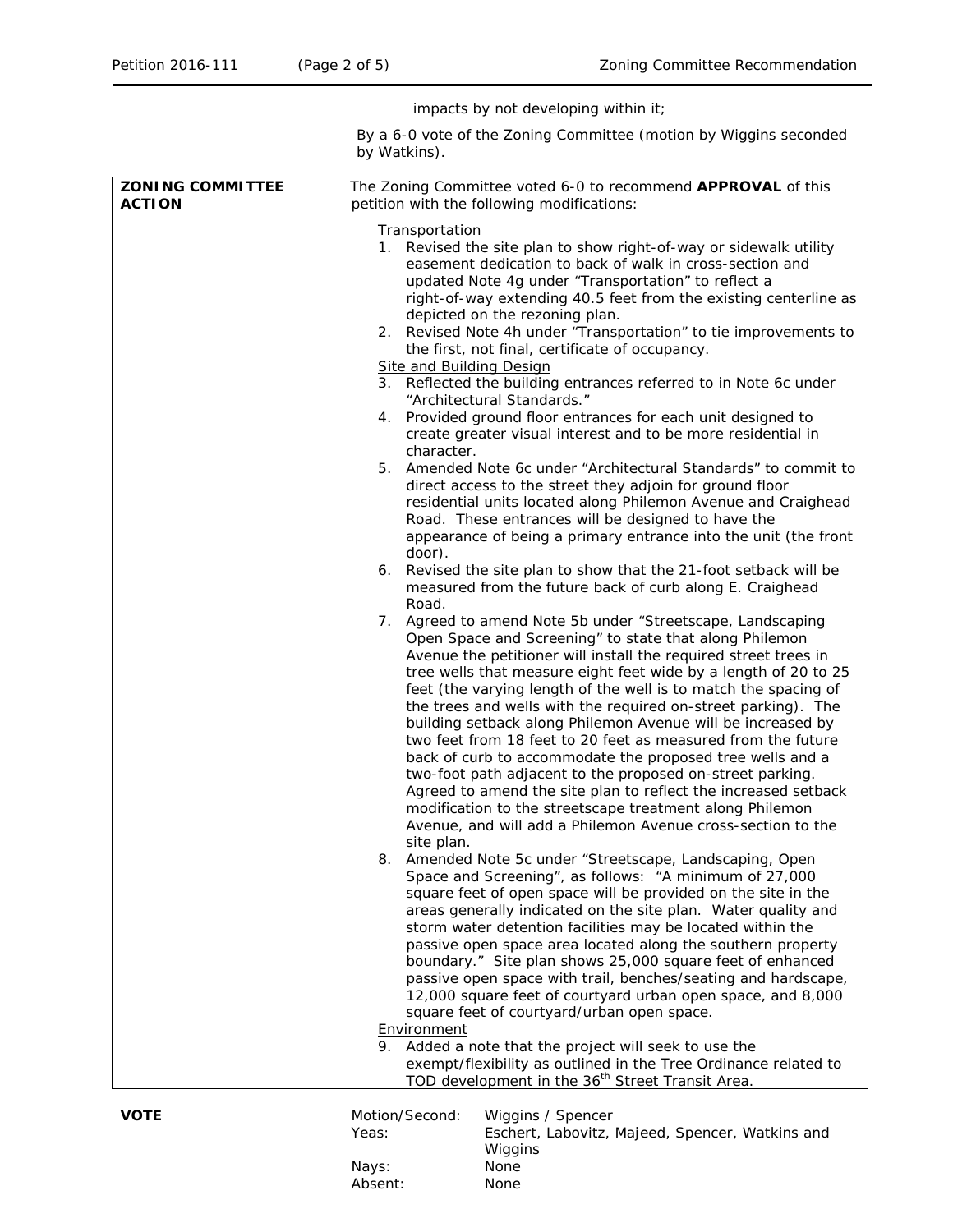impacts by not developing within it;

By a 6-0 vote of the Zoning Committee (motion by Wiggins seconded by Watkins).

| | |
|---|---|
| **ZONING COMMITTEE ACTION** | The Zoning Committee voted 6-0 to recommend **APPROVAL** of this petition with the following modifications:<br><br>Transportation<br>1. Revised the site plan to show right-of-way or sidewalk utility easement dedication to back of walk in cross-section and updated Note 4g under "Transportation" to reflect a right-of-way extending 40.5 feet from the existing centerline as depicted on the rezoning plan.<br>2. Revised Note 4h under "Transportation" to tie improvements to the first, not final, certificate of occupancy.<br>Site and Building Design<br>3. Reflected the building entrances referred to in Note 6c under "Architectural Standards."<br>4. Provided ground floor entrances for each unit designed to create greater visual interest and to be more residential in character.<br>5. Amended Note 6c under "Architectural Standards" to commit to direct access to the street they adjoin for ground floor residential units located along Philemon Avenue and Craighead Road. These entrances will be designed to have the appearance of being a primary entrance into the unit (the front door).<br>6. Revised the site plan to show that the 21-foot setback will be measured from the future back of curb along E. Craighead Road.<br>7. Agreed to amend Note 5b under "Streetscape, Landscaping Open Space and Screening" to state that along Philemon Avenue the petitioner will install the required street trees in tree wells that measure eight feet wide by a length of 20 to 25 feet (the varying length of the well is to match the spacing of the trees and wells with the required on-street parking). The building setback along Philemon Avenue will be increased by two feet from 18 feet to 20 feet as measured from the future back of curb to accommodate the proposed tree wells and a two-foot path adjacent to the proposed on-street parking. Agreed to amend the site plan to reflect the increased setback modification to the streetscape treatment along Philemon Avenue, and will add a Philemon Avenue cross-section to the site plan.<br>8. Amended Note 5c under "Streetscape, Landscaping, Open Space and Screening", as follows: "A minimum of 27,000 square feet of open space will be provided on the site in the areas generally indicated on the site plan. Water quality and storm water detention facilities may be located within the passive open space area located along the southern property boundary." Site plan shows 25,000 square feet of enhanced passive open space with trail, benches/seating and hardscape, 12,000 square feet of courtyard urban open space, and 8,000 square feet of courtyard/urban open space.<br>Environment<br>9. Added a note that the project will seek to use the exempt/flexibility as outlined in the Tree Ordinance related to TOD development in the 36th Street Transit Area. |

| | | |
|---|---|---|
| **VOTE** | Motion/Second: | Wiggins / Spencer |
| | Yeas: | Eschert, Labovitz, Majeed, Spencer, Watkins and Wiggins |
| | Nays: | None |
| | Absent: | None |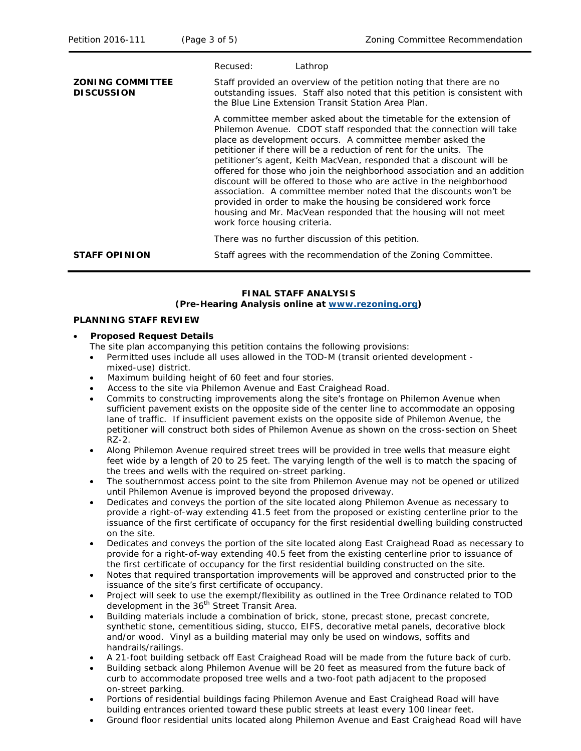| | |
|---|---|
| | Recused: Lathrop |
| **ZONING COMMITTEE DISCUSSION** | Staff provided an overview of the petition noting that there are no outstanding issues. Staff also noted that this petition is consistent with the Blue Line Extension Transit Station Area Plan.<br><br>A committee member asked about the timetable for the extension of Philemon Avenue. CDOT staff responded that the connection will take place as development occurs. A committee member asked the petitioner if there will be a reduction of rent for the units. The petitioner's agent, Keith MacVean, responded that a discount will be offered for those who join the neighborhood association and an addition discount will be offered to those who are active in the neighborhood association. A committee member noted that the discounts won't be provided in order to make the housing be considered work force housing and Mr. MacVean responded that the housing will not meet work force housing criteria.<br><br>There was no further discussion of this petition. |
| **STAFF OPINION** | Staff agrees with the recommendation of the Zoning Committee. |

**FINAL STAFF ANALYSIS**
**(Pre-Hearing Analysis online at [www.rezoning.org](http://www.rezoning.org))**

**PLANNING STAFF REVIEW**

- **Proposed Request Details**
  The site plan accompanying this petition contains the following provisions:
  - Permitted uses include all uses allowed in the TOD-M (transit oriented development - mixed-use) district.
  - Maximum building height of 60 feet and four stories.
  - Access to the site via Philemon Avenue and East Craighead Road.
  - Commits to constructing improvements along the site's frontage on Philemon Avenue when sufficient pavement exists on the opposite side of the center line to accommodate an opposing lane of traffic. If insufficient pavement exists on the opposite side of Philemon Avenue, the petitioner will construct both sides of Philemon Avenue as shown on the cross-section on Sheet RZ-2.
  - Along Philemon Avenue required street trees will be provided in tree wells that measure eight feet wide by a length of 20 to 25 feet. The varying length of the well is to match the spacing of the trees and wells with the required on-street parking.
  - The southernmost access point to the site from Philemon Avenue may not be opened or utilized until Philemon Avenue is improved beyond the proposed driveway.
  - Dedicates and conveys the portion of the site located along Philemon Avenue as necessary to provide a right-of-way extending 41.5 feet from the proposed or existing centerline prior to the issuance of the first certificate of occupancy for the first residential dwelling building constructed on the site.
  - Dedicates and conveys the portion of the site located along East Craighead Road as necessary to provide for a right-of-way extending 40.5 feet from the existing centerline prior to issuance of the first certificate of occupancy for the first residential building constructed on the site.
  - Notes that required transportation improvements will be approved and constructed prior to the issuance of the site's first certificate of occupancy.
  - Project will seek to use the exempt/flexibility as outlined in the Tree Ordinance related to TOD development in the 36th Street Transit Area.
  - Building materials include a combination of brick, stone, precast stone, precast concrete, synthetic stone, cementitious siding, stucco, EIFS, decorative metal panels, decorative block and/or wood. Vinyl as a building material may only be used on windows, soffits and handrails/railings.
  - A 21-foot building setback off East Craighead Road will be made from the future back of curb.
  - Building setback along Philemon Avenue will be 20 feet as measured from the future back of curb to accommodate proposed tree wells and a two-foot path adjacent to the proposed on-street parking.
  - Portions of residential buildings facing Philemon Avenue and East Craighead Road will have building entrances oriented toward these public streets at least every 100 linear feet.
  - Ground floor residential units located along Philemon Avenue and East Craighead Road will have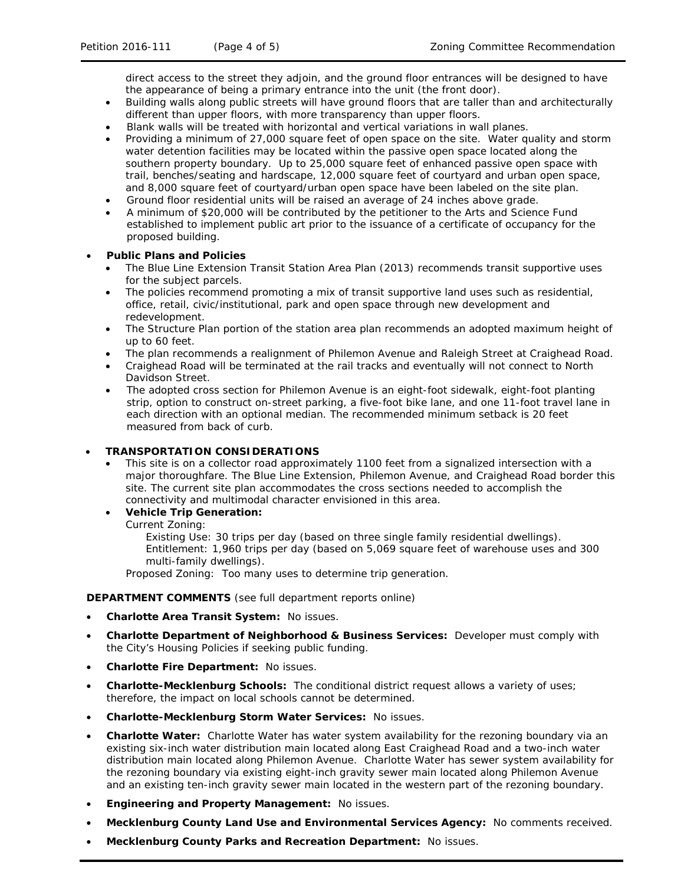direct access to the street they adjoin, and the ground floor entrances will be designed to have the appearance of being a primary entrance into the unit (the front door).

- Building walls along public streets will have ground floors that are taller than and architecturally different than upper floors, with more transparency than upper floors.
- Blank walls will be treated with horizontal and vertical variations in wall planes.
- Providing a minimum of 27,000 square feet of open space on the site. Water quality and storm water detention facilities may be located within the passive open space located along the southern property boundary. Up to 25,000 square feet of enhanced passive open space with trail, benches/seating and hardscape, 12,000 square feet of courtyard and urban open space, and 8,000 square feet of courtyard/urban open space have been labeled on the site plan.
- Ground floor residential units will be raised an average of 24 inches above grade.
- A minimum of $20,000 will be contributed by the petitioner to the Arts and Science Fund established to implement public art prior to the issuance of a certificate of occupancy for the proposed building.

- **Public Plans and Policies**
  - The Blue Line Extension Transit Station Area Plan (2013) recommends transit supportive uses for the subject parcels.
  - The policies recommend promoting a mix of transit supportive land uses such as residential, office, retail, civic/institutional, park and open space through new development and redevelopment.
  - The Structure Plan portion of the station area plan recommends an adopted maximum height of up to 60 feet.
  - The plan recommends a realignment of Philemon Avenue and Raleigh Street at Craighead Road.
  - Craighead Road will be terminated at the rail tracks and eventually will not connect to North Davidson Street.
  - The adopted cross section for Philemon Avenue is an eight-foot sidewalk, eight-foot planting strip, option to construct on-street parking, a five-foot bike lane, and one 11-foot travel lane in each direction with an optional median. The recommended minimum setback is 20 feet measured from back of curb.

- **TRANSPORTATION CONSIDERATIONS**
  - This site is on a collector road approximately 1100 feet from a signalized intersection with a major thoroughfare. The Blue Line Extension, Philemon Avenue, and Craighead Road border this site. The current site plan accommodates the cross sections needed to accomplish the connectivity and multimodal character envisioned in this area.
  - **Vehicle Trip Generation:**
    Current Zoning:
    Existing Use: 30 trips per day (based on three single family residential dwellings).
    Entitlement: 1,960 trips per day (based on 5,069 square feet of warehouse uses and 300 multi-family dwellings).
    Proposed Zoning: Too many uses to determine trip generation.

**DEPARTMENT COMMENTS** (see full department reports online)

- **Charlotte Area Transit System:** No issues.
- **Charlotte Department of Neighborhood & Business Services:** Developer must comply with the City's Housing Policies if seeking public funding.
- **Charlotte Fire Department:** No issues.
- **Charlotte-Mecklenburg Schools:** The conditional district request allows a variety of uses; therefore, the impact on local schools cannot be determined.
- **Charlotte-Mecklenburg Storm Water Services:** No issues.
- **Charlotte Water:** Charlotte Water has water system availability for the rezoning boundary via an existing six-inch water distribution main located along East Craighead Road and a two-inch water distribution main located along Philemon Avenue. Charlotte Water has sewer system availability for the rezoning boundary via existing eight-inch gravity sewer main located along Philemon Avenue and an existing ten-inch gravity sewer main located in the western part of the rezoning boundary.
- **Engineering and Property Management:** No issues.
- **Mecklenburg County Land Use and Environmental Services Agency:** No comments received.
- **Mecklenburg County Parks and Recreation Department:** No issues.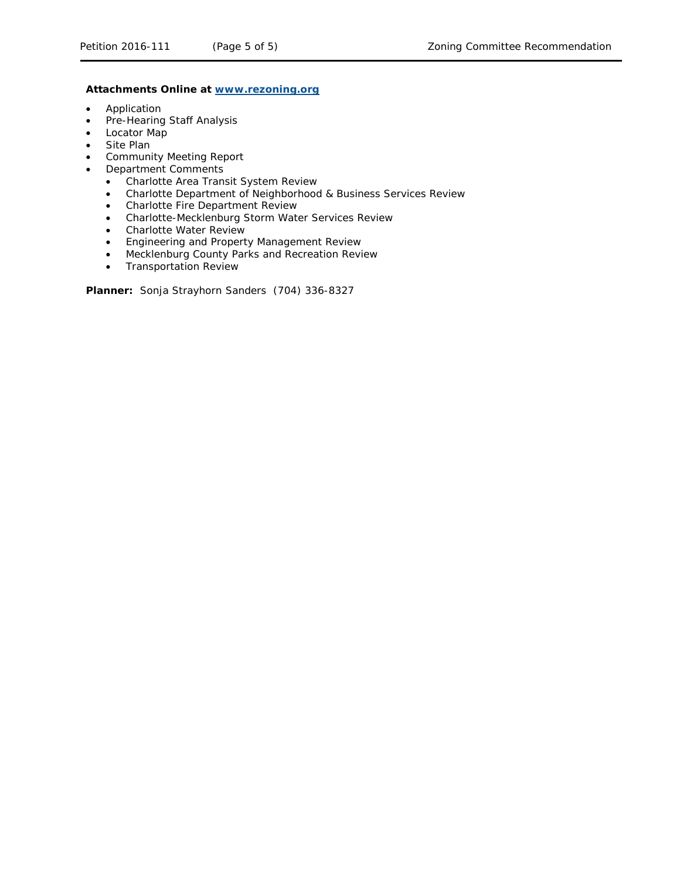**Attachments Online at [www.rezoning.org](www.rezoning.org)**

- Application
- Pre-Hearing Staff Analysis
- Locator Map
- Site Plan
- Community Meeting Report
- Department Comments
  - Charlotte Area Transit System Review
  - Charlotte Department of Neighborhood & Business Services Review
  - Charlotte Fire Department Review
  - Charlotte-Mecklenburg Storm Water Services Review
  - Charlotte Water Review
  - Engineering and Property Management Review
  - Mecklenburg County Parks and Recreation Review
  - Transportation Review

**Planner:** Sonja Strayhorn Sanders (704) 336-8327